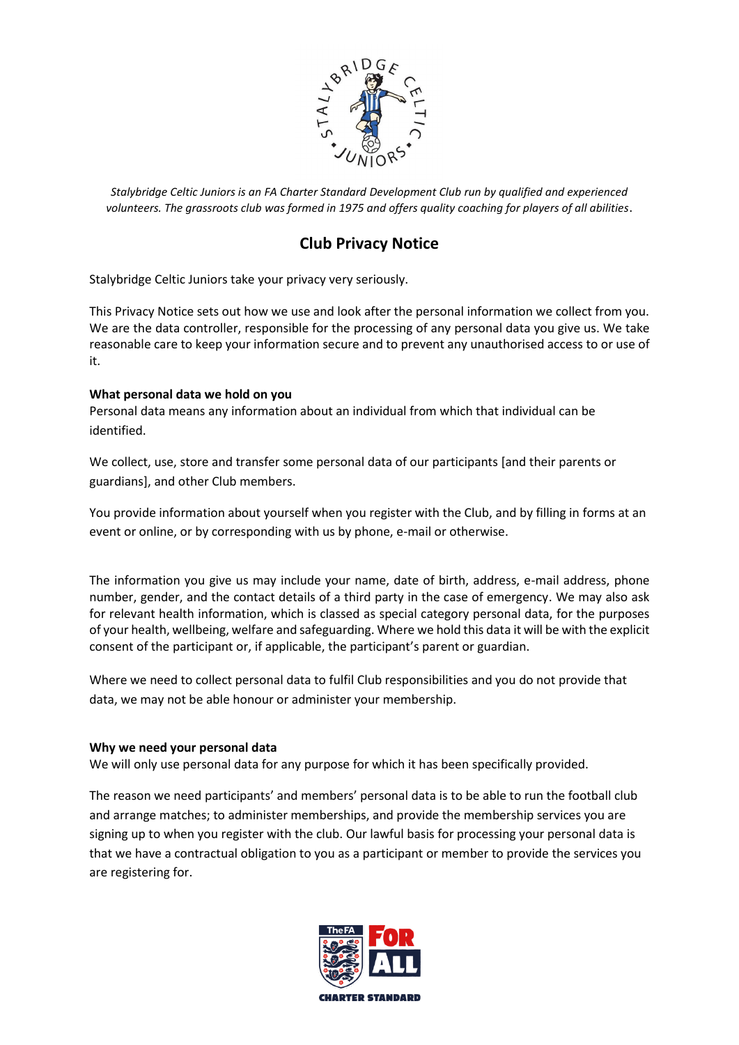*Stalybridge Celtic Juniors is an FA Charter Standard Development Club run by qualified and experienced volunteers. The grassroots club was formed in 1975 and offers quality coaching for players of all abilities.*

# Club Privacy Notice

Stalybridge Celtic Juniors take your privacy very seriously.

This Privacy Notice sets out how we use and look after the personal information we collect from you. We are the data controller, responsible for the processing of any personal data you give us. We take reasonable care to keep your information secure and to prevent any unauthorised access to or use of it.

**What personal data we hold on you**
Personal data means any information about an individual from which that individual can be identified.

We collect, use, store and transfer some personal data of our participants [and their parents or guardians], and other Club members.

You provide information about yourself when you register with the Club, and by filling in forms at an event or online, or by corresponding with us by phone, e-mail or otherwise.

The information you give us may include your name, date of birth, address, e-mail address, phone number, gender, and the contact details of a third party in the case of emergency. We may also ask for relevant health information, which is classed as special category personal data, for the purposes of your health, wellbeing, welfare and safeguarding. Where we hold this data it will be with the explicit consent of the participant or, if applicable, the participant's parent or guardian.

Where we need to collect personal data to fulfil Club responsibilities and you do not provide that data, we may not be able honour or administer your membership.

**Why we need your personal data**
We will only use personal data for any purpose for which it has been specifically provided.

The reason we need participants' and members' personal data is to be able to run the football club and arrange matches; to administer memberships, and provide the membership services you are signing up to when you register with the club. Our lawful basis for processing your personal data is that we have a contractual obligation to you as a participant or member to provide the services you are registering for.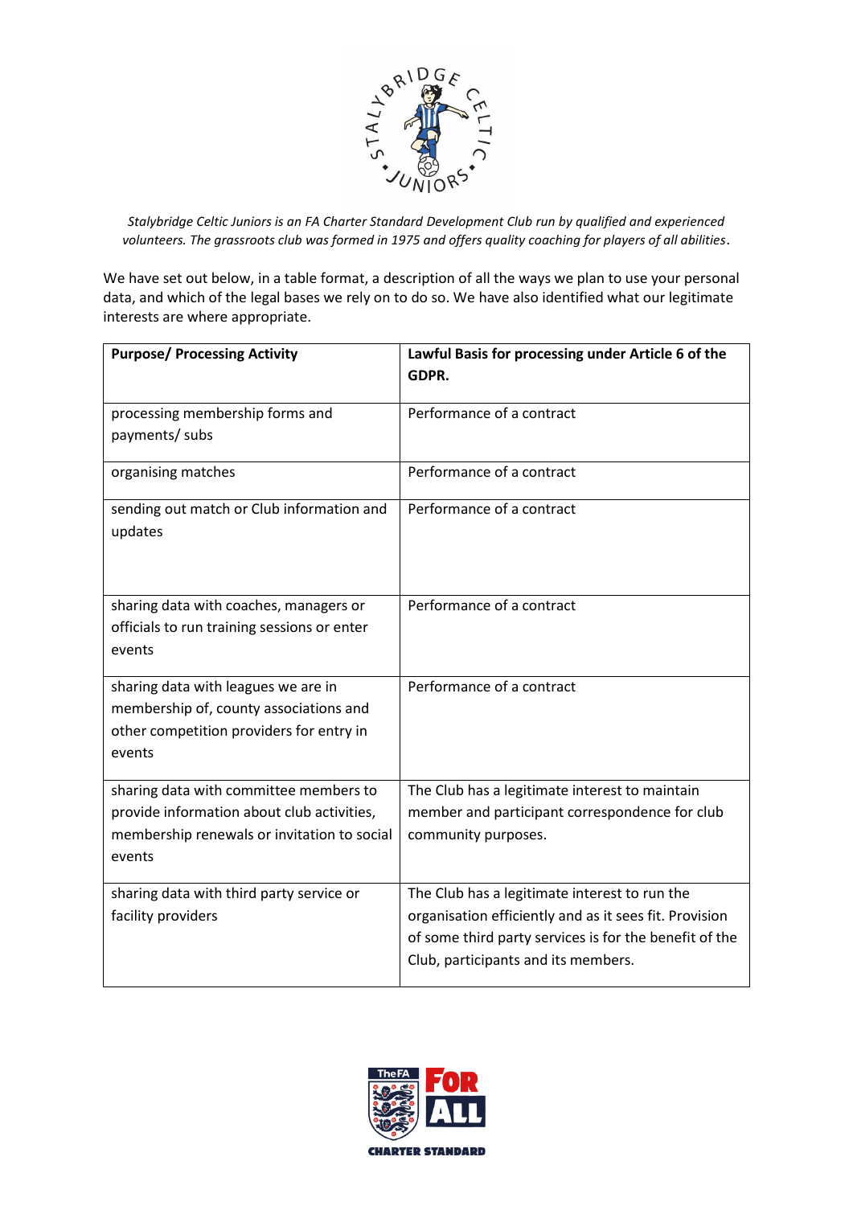*Stalybridge Celtic Juniors is an FA Charter Standard Development Club run by qualified and experienced volunteers. The grassroots club was formed in 1975 and offers quality coaching for players of all abilities*.

We have set out below, in a table format, a description of all the ways we plan to use your personal data, and which of the legal bases we rely on to do so. We have also identified what our legitimate interests are where appropriate.

| **Purpose/ Processing Activity** | **Lawful Basis for processing under Article 6 of the GDPR.** |
|---|---|
| processing membership forms and payments/ subs | Performance of a contract |
| organising matches | Performance of a contract |
| sending out match or Club information and updates | Performance of a contract |
| sharing data with coaches, managers or officials to run training sessions or enter events | Performance of a contract |
| sharing data with leagues we are in membership of, county associations and other competition providers for entry in events | Performance of a contract |
| sharing data with committee members to provide information about club activities, membership renewals or invitation to social events | The Club has a legitimate interest to maintain member and participant correspondence for club community purposes. |
| sharing data with third party service or facility providers | The Club has a legitimate interest to run the organisation efficiently and as it sees fit. Provision of some third party services is for the benefit of the Club, participants and its members. |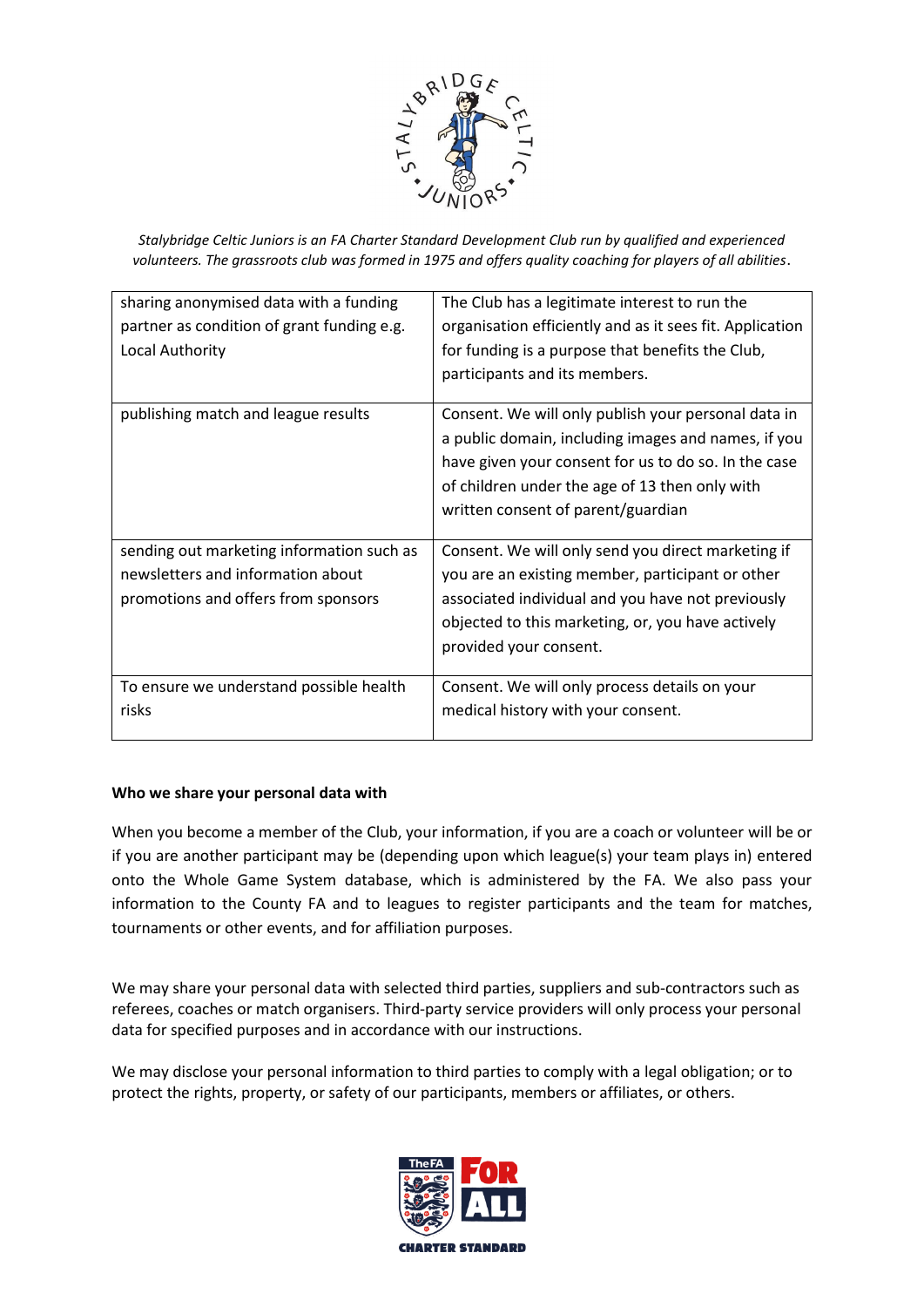*Stalybridge Celtic Juniors is an FA Charter Standard Development Club run by qualified and experienced volunteers. The grassroots club was formed in 1975 and offers quality coaching for players of all abilities.*

| | |
|---|---|
| sharing anonymised data with a funding partner as condition of grant funding e.g. Local Authority | The Club has a legitimate interest to run the organisation efficiently and as it sees fit. Application for funding is a purpose that benefits the Club, participants and its members. |
| publishing match and league results | Consent. We will only publish your personal data in a public domain, including images and names, if you have given your consent for us to do so. In the case of children under the age of 13 then only with written consent of parent/guardian |
| sending out marketing information such as newsletters and information about promotions and offers from sponsors | Consent. We will only send you direct marketing if you are an existing member, participant or other associated individual and you have not previously objected to this marketing, or, you have actively provided your consent. |
| To ensure we understand possible health risks | Consent. We will only process details on your medical history with your consent. |

**Who we share your personal data with**

When you become a member of the Club, your information, if you are a coach or volunteer will be or if you are another participant may be (depending upon which league(s) your team plays in) entered onto the Whole Game System database, which is administered by the FA. We also pass your information to the County FA and to leagues to register participants and the team for matches, tournaments or other events, and for affiliation purposes.

We may share your personal data with selected third parties, suppliers and sub-contractors such as referees, coaches or match organisers. Third-party service providers will only process your personal data for specified purposes and in accordance with our instructions.

We may disclose your personal information to third parties to comply with a legal obligation; or to protect the rights, property, or safety of our participants, members or affiliates, or others.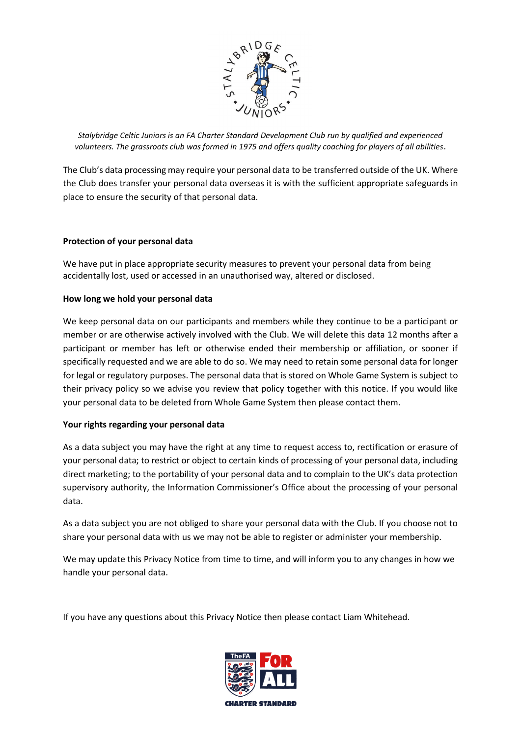*Stalybridge Celtic Juniors is an FA Charter Standard Development Club run by qualified and experienced volunteers. The grassroots club was formed in 1975 and offers quality coaching for players of all abilities*.

The Club's data processing may require your personal data to be transferred outside of the UK. Where the Club does transfer your personal data overseas it is with the sufficient appropriate safeguards in place to ensure the security of that personal data.

**Protection of your personal data**

We have put in place appropriate security measures to prevent your personal data from being accidentally lost, used or accessed in an unauthorised way, altered or disclosed.

**How long we hold your personal data**

We keep personal data on our participants and members while they continue to be a participant or member or are otherwise actively involved with the Club. We will delete this data 12 months after a participant or member has left or otherwise ended their membership or affiliation, or sooner if specifically requested and we are able to do so. We may need to retain some personal data for longer for legal or regulatory purposes. The personal data that is stored on Whole Game System is subject to their privacy policy so we advise you review that policy together with this notice. If you would like your personal data to be deleted from Whole Game System then please contact them.

**Your rights regarding your personal data**

As a data subject you may have the right at any time to request access to, rectification or erasure of your personal data; to restrict or object to certain kinds of processing of your personal data, including direct marketing; to the portability of your personal data and to complain to the UK's data protection supervisory authority, the Information Commissioner's Office about the processing of your personal data.

As a data subject you are not obliged to share your personal data with the Club. If you choose not to share your personal data with us we may not be able to register or administer your membership.

We may update this Privacy Notice from time to time, and will inform you to any changes in how we handle your personal data.

If you have any questions about this Privacy Notice then please contact Liam Whitehead.